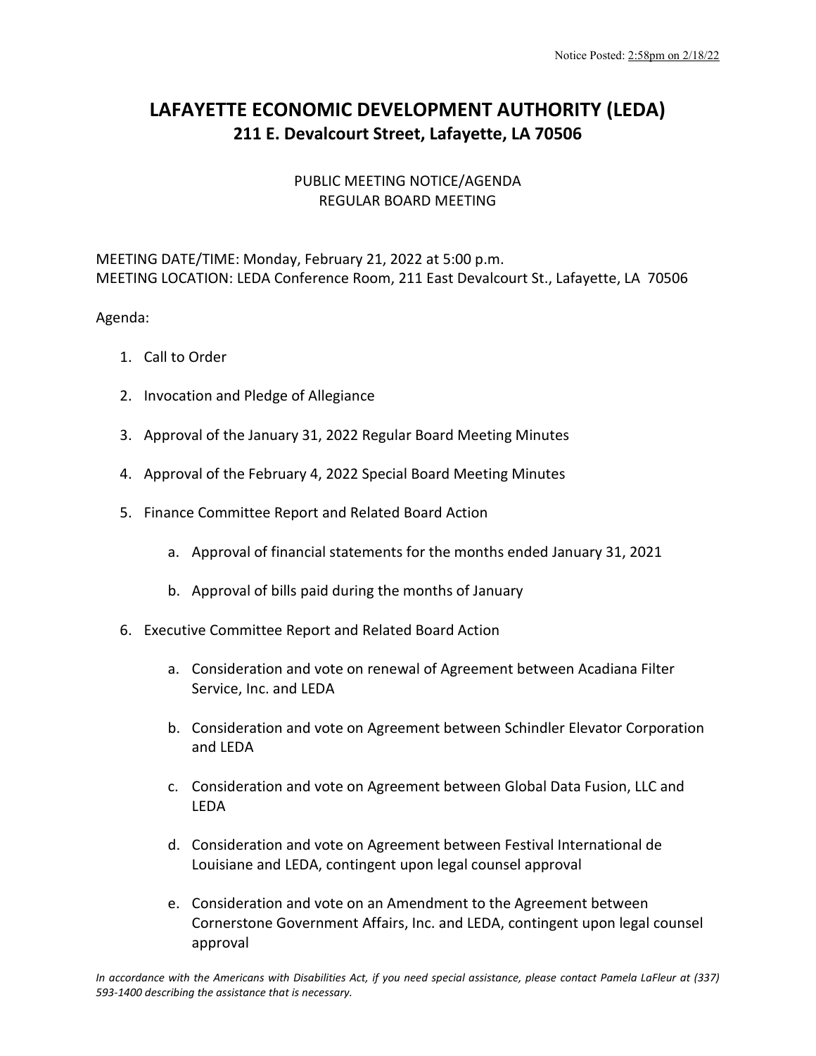Notice Posted: 2:58pm on 2/18/22

# LAFAYETTE ECONOMIC DEVELOPMENT AUTHORITY (LEDA)
## 211 E. Devalcourt Street, Lafayette, LA 70506

PUBLIC MEETING NOTICE/AGENDA
REGULAR BOARD MEETING

MEETING DATE/TIME: Monday, February 21, 2022 at 5:00 p.m.
MEETING LOCATION: LEDA Conference Room, 211 East Devalcourt St., Lafayette, LA 70506

Agenda:

1. Call to Order

2. Invocation and Pledge of Allegiance

3. Approval of the January 31, 2022 Regular Board Meeting Minutes

4. Approval of the February 4, 2022 Special Board Meeting Minutes

5. Finance Committee Report and Related Board Action

   a. Approval of financial statements for the months ended January 31, 2021

   b. Approval of bills paid during the months of January

6. Executive Committee Report and Related Board Action

   a. Consideration and vote on renewal of Agreement between Acadiana Filter Service, Inc. and LEDA

   b. Consideration and vote on Agreement between Schindler Elevator Corporation and LEDA

   c. Consideration and vote on Agreement between Global Data Fusion, LLC and LEDA

   d. Consideration and vote on Agreement between Festival International de Louisiane and LEDA, contingent upon legal counsel approval

   e. Consideration and vote on an Amendment to the Agreement between Cornerstone Government Affairs, Inc. and LEDA, contingent upon legal counsel approval

*In accordance with the Americans with Disabilities Act, if you need special assistance, please contact Pamela LaFleur at (337) 593-1400 describing the assistance that is necessary.*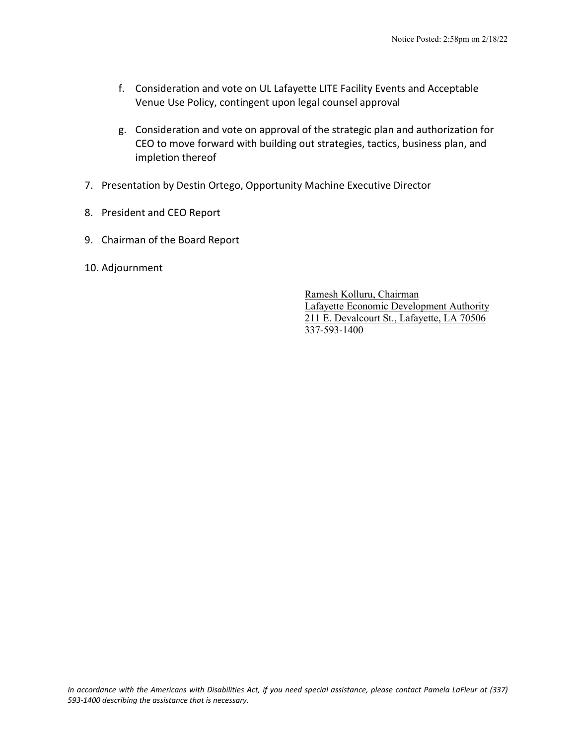Notice Posted: 2:58pm on 2/18/22

f. Consideration and vote on UL Lafayette LITE Facility Events and Acceptable Venue Use Policy, contingent upon legal counsel approval

g. Consideration and vote on approval of the strategic plan and authorization for CEO to move forward with building out strategies, tactics, business plan, and impletion thereof

7. Presentation by Destin Ortego, Opportunity Machine Executive Director

8. President and CEO Report

9. Chairman of the Board Report

10. Adjournment

Ramesh Kolluru, Chairman
Lafayette Economic Development Authority
211 E. Devalcourt St., Lafayette, LA 70506
337-593-1400

*In accordance with the Americans with Disabilities Act, if you need special assistance, please contact Pamela LaFleur at (337) 593-1400 describing the assistance that is necessary.*